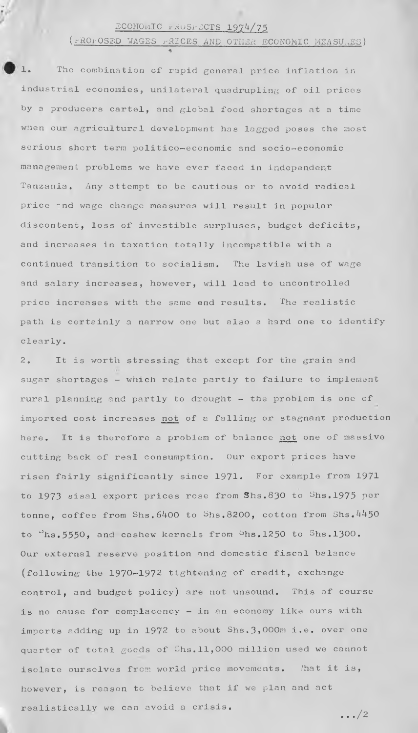# ECONOMIC PROSPECTS 1974/75

## (PROPOSED WAGES PRICES AND OTHER ECONOMIC MEASURES)

1. The combination of rapid general price inflation in industrial economies, unilateral quadrupling of oil prices by a producers cartel, and global food shortages at a time when our agricultural development has lagged poses the most serious short term politico-economic and socio-economic management problems we have ever faced in independent Tanzania. Any attempt to be cautious or to avoid radical price and wage change measures will result in popular discontent, loss of investible surpluses, budget deficits, and increases in taxation totally incompatible with a continued transition to socialism. The lavish use of wage and salary increases, however, will lead to uncontrolled price increases with the same end results. The realistic path is certainly a narrow one but also a hard one to identify clearly.

2. It is worth stressing that except for the grain and sugar shortages - which relate partly to failure to implement rural planning and partly to drought - the problem is one of imported cost increases not of a falling or stagnant production here. It is therefore a problem of balance not one of massive cutting back of real consumption. Our export prices have risen fairly significantly since 1971. For example from 1971 to 1973 sisal export prices rose from Shs.830 to Shs.1975 per tonne, coffee from Shs.6400 to Shs.8200, cotton from Shs.4450 to Shs.5550, and cashew kernels from Shs.1250 to Shs.1300. Our external reserve position and domestic fiscal balance (following the 1970-1972 tightening of credit, exchange control, and budget policy) are not unsound. This of course is no cause for complacency - in an economy like ours with imports adding up in 1972 to about Shs.3,000m i.e. over one quarter of total goods of Shs.11,000 million used we cannot isolate ourselves from world price movements. That it is, however, is reason to believe that if we plan and act realistically we can avoid a crisis.

.../2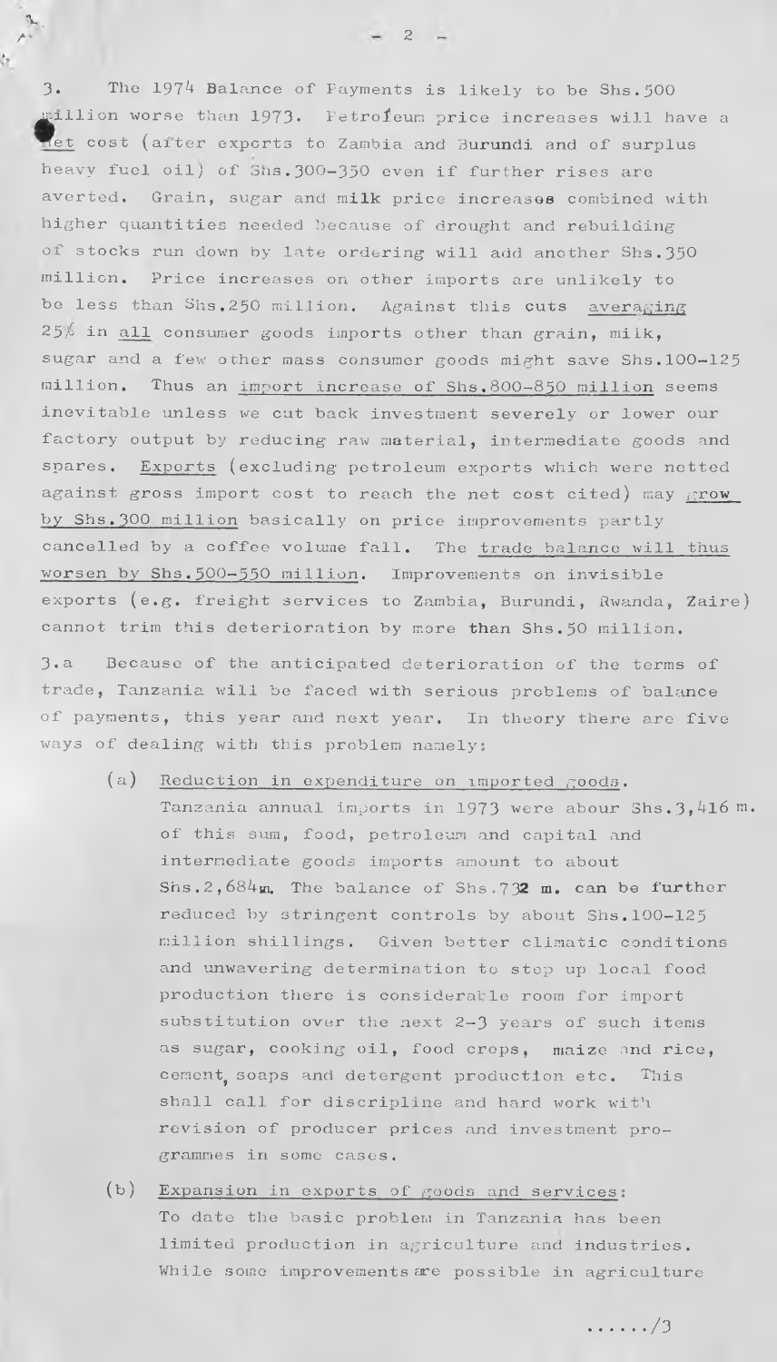3. The 1974 Balance of Payments is likely to be Shs.500 million worse than 1973. Petroleum price increases will have a net cost (after exports to Zambia and Burundi and of surplus heavy fuel oil) of Shs.300-350 even if further rises are averted. Grain, sugar and milk price increases combined with higher quantities needed because of drought and rebuilding of stocks run down by late ordering will add another Shs.350 million. Price increases on other imports are unlikely to be less than Shs.250 million. Against this cuts averaging 25% in all consumer goods imports other than grain, milk, sugar and a few other mass consumer goods might save Shs.100-125 million. Thus an import increase of Shs.800-850 million seems inevitable unless we cut back investment severely or lower our factory output by reducing raw material, intermediate goods and spares. Exports (excluding petroleum exports which were netted against gross import cost to reach the net cost cited) may grow by Shs.300 million basically on price improvements partly cancelled by a coffee volume fall. The trade balance will thus worsen by Shs.500-550 million. Improvements on invisible exports (e.g. freight services to Zambia, Burundi, Rwanda, Zaire) cannot trim this deterioration by more than Shs.50 million.

3.a Because of the anticipated deterioration of the terms of trade, Tanzania will be faced with serious problems of balance of payments, this year and next year. In theory there are five ways of dealing with this problem namely:

(a) Reduction in expenditure on imported goods.
Tanzania annual imports in 1973 were abour Shs.3,416 m. of this sum, food, petroleum and capital and intermediate goods imports amount to about Shs.2,684m. The balance of Shs.732 m. can be further reduced by stringent controls by about Shs.100-125 million shillings. Given better climatic conditions and unwavering determination to step up local food production there is considerable room for import substitution over the next 2-3 years of such items as sugar, cooking oil, food crops, maize and rice, cement, soaps and detergent production etc. This shall call for discripline and hard work with revision of producer prices and investment programmes in some cases.

(b) Expansion in exports of goods and services:
To date the basic problem in Tanzania has been limited production in agriculture and industries. While some improvements are possible in agriculture

....../3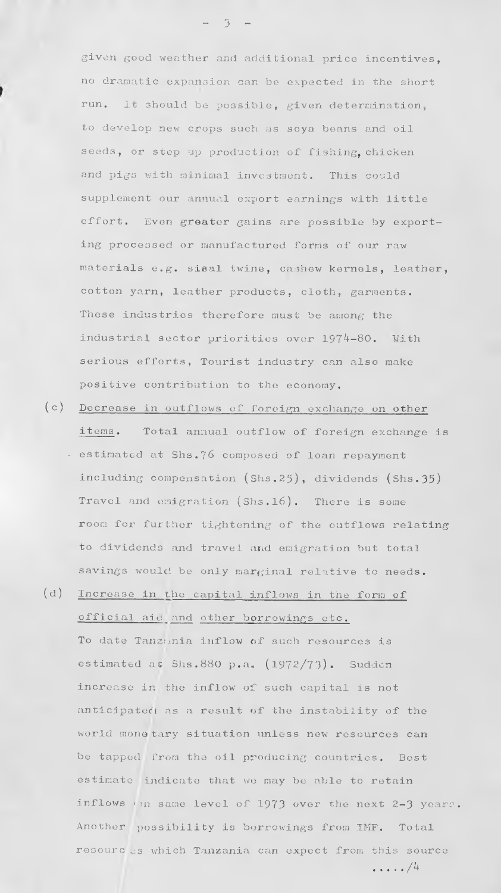given good weather and additional price incentives, no dramatic expansion can be expected in the short run. It should be possible, given determination, to develop new crops such as soya beans and oil seeds, or step up production of fishing, chicken and pigs with minimal investment. This could supplement our annual export earnings with little effort. Even greater gains are possible by exporting processed or manufactured forms of our raw materials e.g. sisal twine, cashew kernels, leather, cotton yarn, leather products, cloth, garments. These industries therefore must be among the industrial sector priorities over 1974-80. With serious efforts, Tourist industry can also make positive contribution to the economy.

(c) Decrease in outflows of foreign exchange on other items. Total annual outflow of foreign exchange is estimated at Shs.76 composed of loan repayment including compensation (Shs.25), dividends (Shs.35) Travel and emigration (Shs.16). There is some room for further tightening of the outflows relating to dividends and travel and emigration but total savings would be only marginal relative to needs.

(d) Increase in the capital inflows in the form of official aid and other borrowings etc. To date Tanzania inflow of such resources is estimated at Shs.880 p.a. (1972/73). Sudden increase in the inflow of such capital is not anticipated as a result of the instability of the world monetary situation unless new resources can be tapped from the oil producing countries. Best estimate indicate that we may be able to retain inflows on same level of 1973 over the next 2-3 years. Another possibility is borrowings from IMF. Total resources which Tanzania can expect from this source

...../4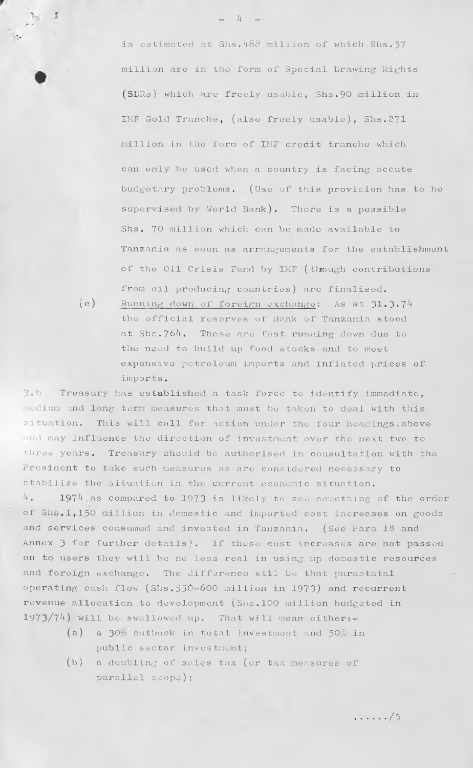is estimated at Shs.488 million of which Shs.57 million are in the form of Special Drawing Rights (SDRs) which are freely usable, Shs.90 million in IMF Gold Tranche, (also freely usable), Shs.271 million in the form of IMF credit tranche which can only be used when a country is facing accute budgetary problems. (Use of this provision has to be supervised by World Bank). There is a possible Shs. 70 million which can be made available to Tanzania as soon as arrangements for the establishment of the Oil Crisis Fund by IMF (through contributions from oil producing countries) are finalised.

(e) Running down of foreign exchange: As at 31.3.74 the official reserves of Bank of Tanzania stood at Shs.764. These are fast running down due to the need to build up food stocks and to meet expensive petroleum imports and inflated prices of imports.

3.b Treasury has established a task force to identify immediate, medium and long term measures that must be taken to deal with this situation. This will call for action under the four headings above and may influence the direction of investment over the next two to three years. Treasury should be authorised in consultation with the President to take such measures as are considered necessary to stabilize the situation in the current economic situation.

4. 1974 as compared to 1973 is likely to see something of the order of Shs.1,150 million in domestic and imported cost increases on goods and services consumed and invested in Tanzania. (See Para 18 and Annex 3 for further details). If these cost increases are not passed on to users they will be no less real in using up domestic resources and foreign exchange. The difference will be that parastatal operating cash flow (Shs.550-600 million in 1973) and recurrent revenue allocation to development (Shs.100 million budgeted in 1973/74) will be swallowed up. That will mean either:-

(a) a 30% cutback in total investment and 50% in public sector investment;

(b) a doubling of sales tax (or tax measures of parallel scope);

....../5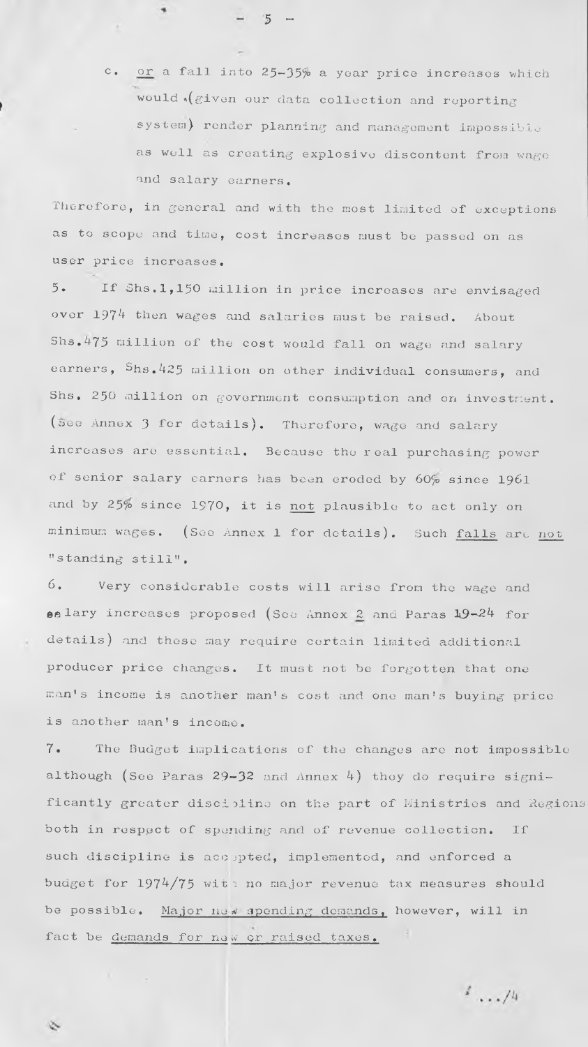c. <u>or</u> a fall into 25-35% a year price increases which would (given our data collection and reporting system) render planning and management impossible as well as creating explosive discontent from wage and salary earners.

Therefore, in general and with the most limited of exceptions as to scope and time, cost increases must be passed on as user price increases.

5. If Shs.1,150 million in price increases are envisaged over 1974 then wages and salaries must be raised. About Shs.475 million of the cost would fall on wage and salary earners, Shs.425 million on other individual consumers, and Shs. 250 million on government consumption and on investment. (See Annex 3 for details). Therefore, wage and salary increases are essential. Because the real purchasing power of senior salary earners has been eroded by 60% since 1961 and by 25% since 1970, it is <u>not</u> plausible to act only on minimum wages. (See Annex 1 for details). Such <u>falls</u> are <u>not</u> "standing still".

6. Very considerable costs will arise from the wage and salary increases proposed (See Annex <u>2</u> and Paras 19-24 for details) and these may require certain limited additional producer price changes. It must not be forgotten that one man's income is another man's cost and one man's buying price is another man's income.

7. The Budget implications of the changes are not impossible although (See Paras 29-32 and Annex 4) they do require significantly greater discipline on the part of Ministries and Regions both in respect of spending and of revenue collection. If such discipline is accepted, implemented, and enforced a budget for 1974/75 with no major revenue tax measures should be possible. <u>Major new spending demands,</u> however, will in fact be <u>demands for new or raised taxes.</u>

.../4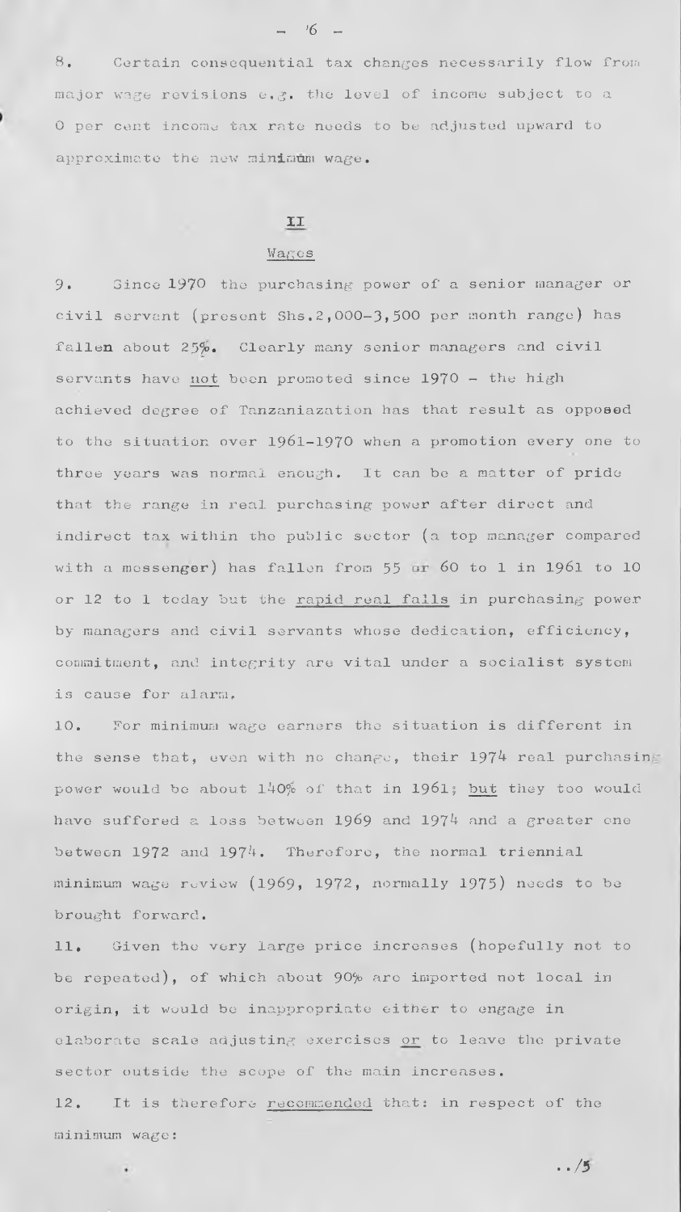8. Certain consequential tax changes necessarily flow from major wage revisions e.g. the level of income subject to a 0 per cent income tax rate needs to be adjusted upward to approximate the new minimum wage.

## II

### Wages

9. Since 1970 the purchasing power of a senior manager or civil servant (present Shs.2,000-3,500 per month range) has fallen about 25%. Clearly many senior managers and civil servants have not been promoted since 1970 - the high achieved degree of Tanzaniazation has that result as opposed to the situation over 1961-1970 when a promotion every one to three years was normal enough. It can be a matter of pride that the range in real purchasing power after direct and indirect tax within the public sector (a top manager compared with a messenger) has fallen from 55 or 60 to 1 in 1961 to 10 or 12 to 1 today but the rapid real falls in purchasing power by managers and civil servants whose dedication, efficiency, commitment, and integrity are vital under a socialist system is cause for alarm.

10. For minimum wage earners the situation is different in the sense that, even with no change, their 1974 real purchasing power would be about 140% of that in 1961; but they too would have suffered a loss between 1969 and 1974 and a greater one between 1972 and 1974. Therefore, the normal triennial minimum wage review (1969, 1972, normally 1975) needs to be brought forward.

11. Given the very large price increases (hopefully not to be repeated), of which about 90% are imported not local in origin, it would be inappropriate either to engage in elaborate scale adjusting exercises or to leave the private sector outside the scope of the main increases.

12. It is therefore recommended that: in respect of the minimum wage:

../5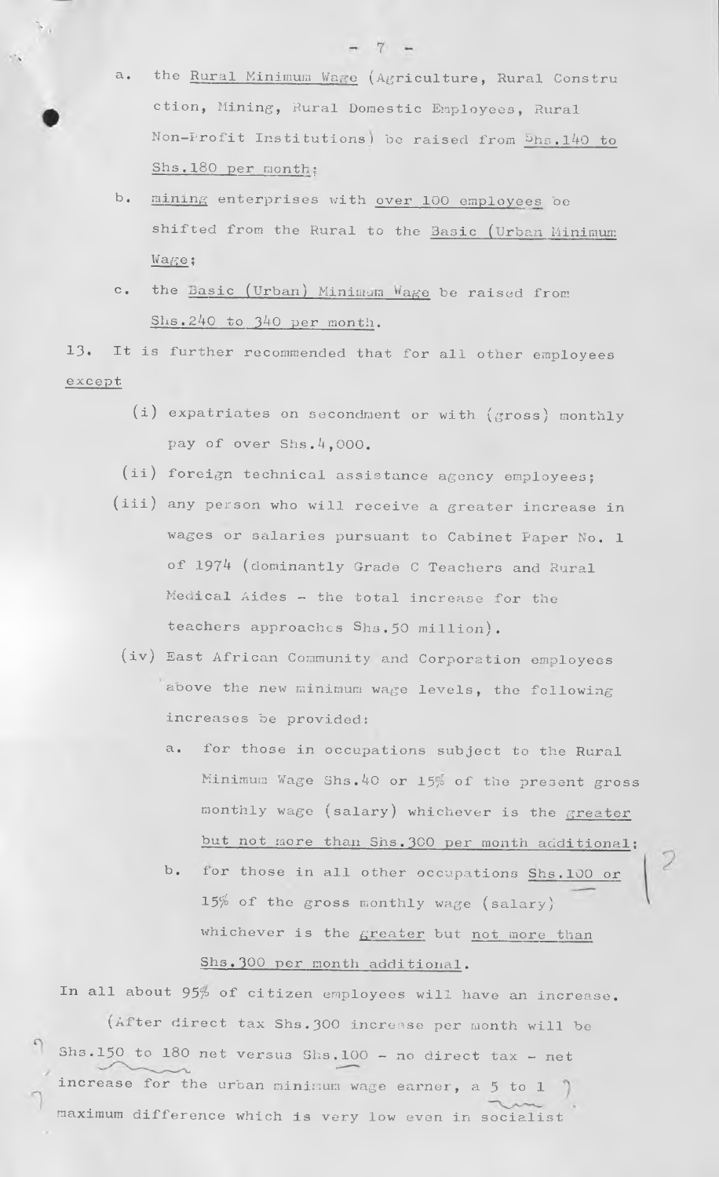a. the <u>Rural Minimum Wage</u> (Agriculture, Rural Construction, Mining, Rural Domestic Employees, Rural Non-Profit Institutions) be raised from <u>Shs.140 to Shs.180 per month</u>;

b. <u>mining</u> enterprises with <u>over 100 employees</u> be shifted from the Rural to the <u>Basic (Urban Minimum Wage</u>;

c. the <u>Basic (Urban) Minimum Wage</u> be raised from <u>Shs.240 to 340 per month</u>.

13. It is further recommended that for all other employees <u>except</u>

(i) expatriates on secondment or with (gross) monthly pay of over Shs.4,000.

(ii) foreign technical assistance agency employees;

(iii) any person who will receive a greater increase in wages or salaries pursuant to Cabinet Paper No. 1 of 1974 (dominantly Grade C Teachers and Rural Medical Aides - the total increase for the teachers approaches Shs.50 million).

(iv) East African Community and Corporation employees above the new minimum wage levels, the following increases be provided:

a. for those in occupations subject to the Rural Minimum Wage Shs.40 or 15% of the present gross monthly wage (salary) whichever is the <u>greater</u> <u>but not more than Shs.300 per month additional</u>;

b. for those in all other occupations <u>Shs.100</u> or 15% of the gross monthly wage (salary) whichever is the <u>greater</u> but <u>not more than Shs.300 per month additional</u>.

In all about 95% of citizen employees will have an increase.

(After direct tax Shs.300 increase per month will be Shs.150 to 180 net versus Shs.100 - no direct tax - net increase for the urban minimum wage earner, a 5 to 1 maximum difference which is very low even in socialist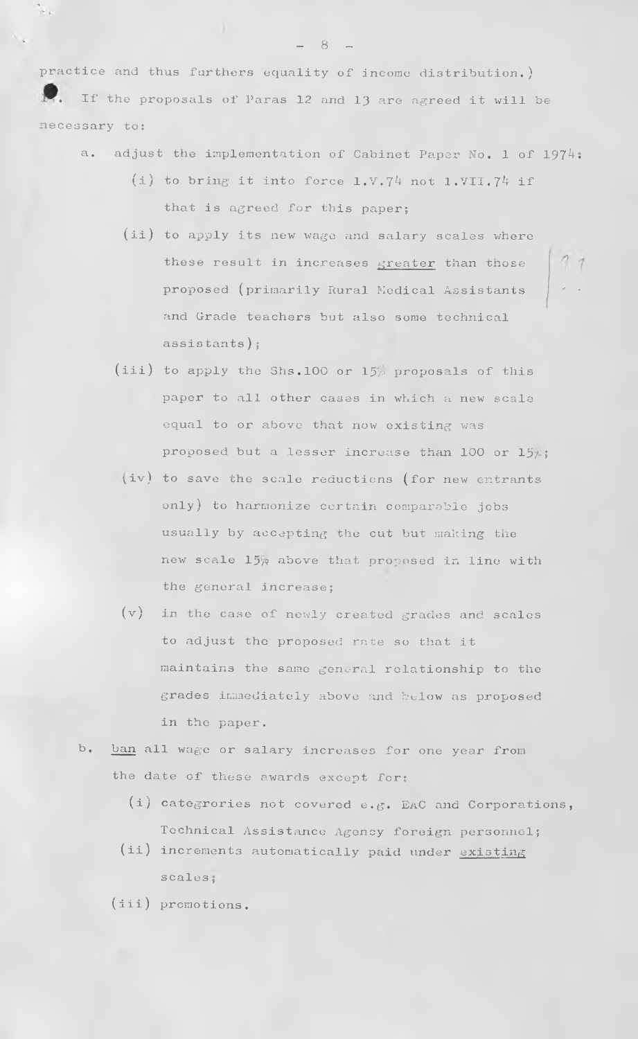practice and thus furthers equality of income distribution.)

14. If the proposals of Paras 12 and 13 are agreed it will be necessary to:

a. adjust the implementation of Cabinet Paper No. 1 of 1974:

   (i) to bring it into force 1.V.74 not 1.VII.74 if that is agreed for this paper;

   (ii) to apply its new wage and salary scales where these result in increases <u>greater</u> than those proposed (primarily Rural Medical Assistants and Grade teachers but also some technical assistants);

   (iii) to apply the Shs.100 or 15% proposals of this paper to all other cases in which a new scale equal to or above that now existing was proposed but a lesser increase than 100 or 15%;

   (iv) to save the scale reductions (for new entrants only) to harmonize certain comparable jobs usually by accepting the cut but making the new scale 15% above that proposed in line with the general increase;

   (v) in the case of newly created grades and scales to adjust the proposed rate so that it maintains the same general relationship to the grades immediately above and below as proposed in the paper.

b. <u>ban</u> all wage or salary increases for one year from the date of these awards except for:

   (i) categrories not covered e.g. EAC and Corporations, Technical Assistance Agency foreign personnel;

   (ii) increments automatically paid under <u>existing</u> scales;

   (iii) promotions.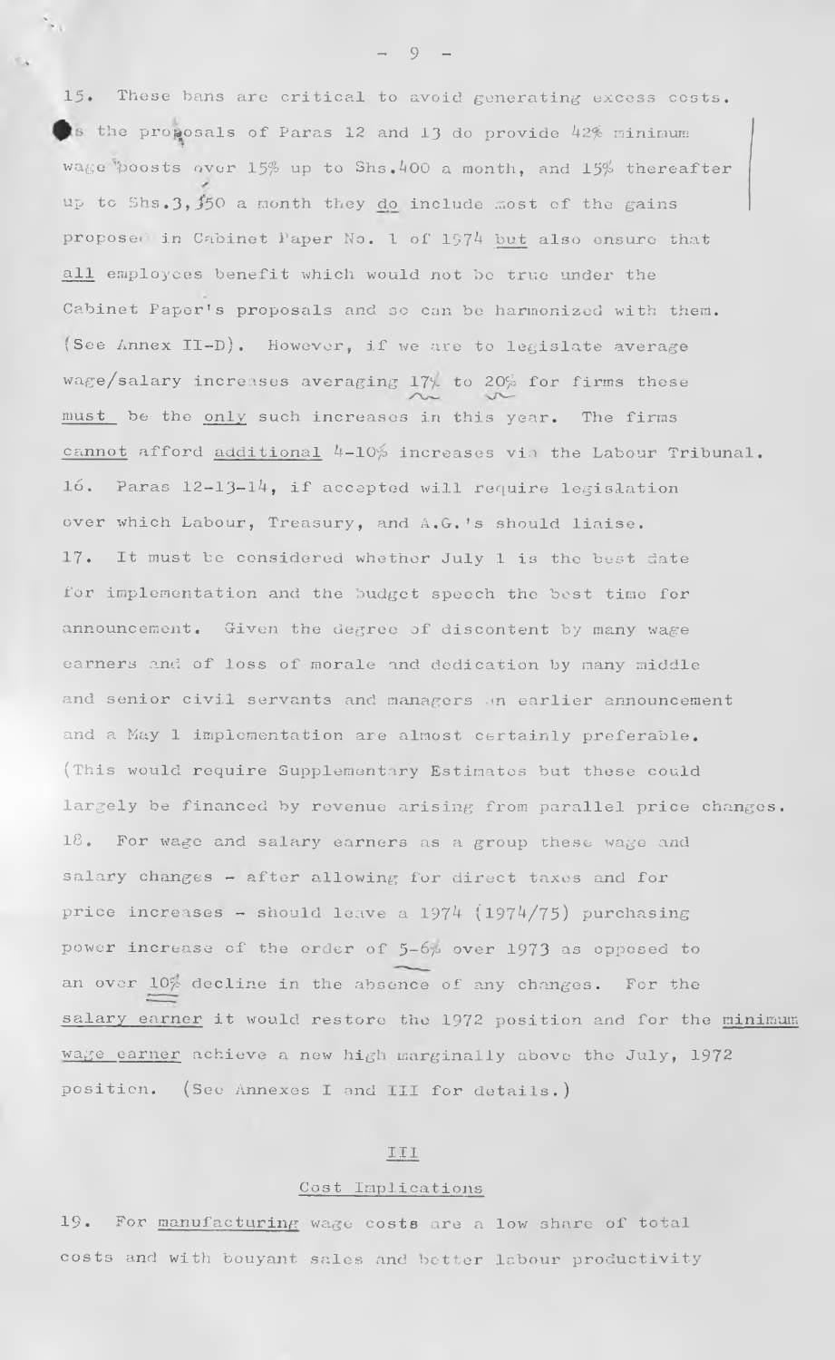15. These bans are critical to avoid generating excess costs. As the proposals of Paras 12 and 13 do provide 42% minimum wage boosts over 15% up to Shs.400 a month, and 15% thereafter up to Shs.3,350 a month they do include most of the gains proposed in Cabinet Paper No. 1 of 1974 but also ensure that all employees benefit which would not be true under the Cabinet Paper's proposals and so can be harmonized with them. (See Annex II-D). However, if we are to legislate average wage/salary increases averaging 17% to 20% for firms these must be the only such increases in this year. The firms cannot afford additional 4-10% increases via the Labour Tribunal.

16. Paras 12-13-14, if accepted will require legislation over which Labour, Treasury, and A.G.'s should liaise.

17. It must be considered whether July 1 is the best date for implementation and the budget speech the best time for announcement. Given the degree of discontent by many wage earners and of loss of morale and dedication by many middle and senior civil servants and managers an earlier announcement and a May 1 implementation are almost certainly preferable. (This would require Supplementary Estimates but these could largely be financed by revenue arising from parallel price changes.

18. For wage and salary earners as a group these wage and salary changes - after allowing for direct taxes and for price increases - should leave a 1974 (1974/75) purchasing power increase of the order of 5-6% over 1973 as opposed to an over 10% decline in the absence of any changes. For the salary earner it would restore the 1972 position and for the minimum wage earner achieve a new high marginally above the July, 1972 position. (See Annexes I and III for details.)

## III

### Cost Implications

19. For manufacturing wage costs are a low share of total costs and with bouyant sales and better labour productivity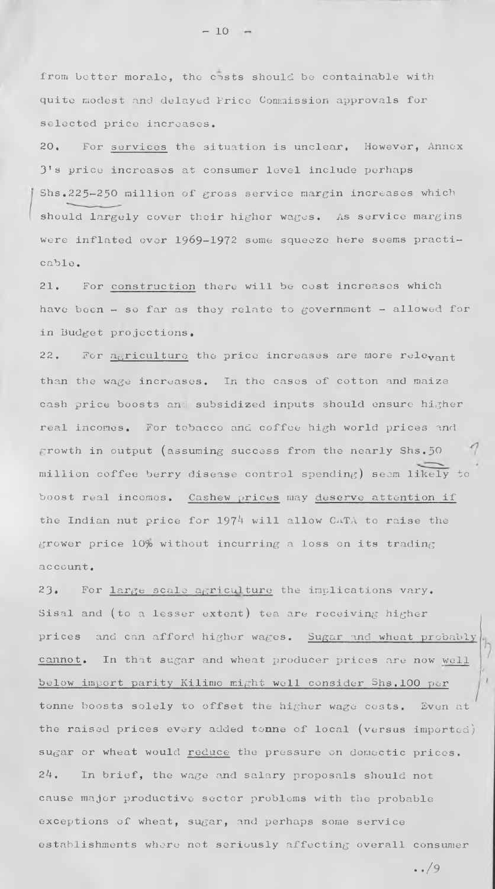from better morale, the costs should be containable with quite modest and delayed Price Commission approvals for selected price increases.

20. For <u>services</u> the situation is unclear. However, Annex 3's price increases at consumer level include perhaps Shs.225-250 million of gross service margin increases which should largely cover their higher wages. As service margins were inflated over 1969-1972 some squeeze here seems practicable.

21. For <u>construction</u> there will be cost increases which have been - so far as they relate to government - allowed for in Budget projections.

22. For <u>agriculture</u> the price increases are more relevant than the wage increases. In the cases of cotton and maize cash price boosts and subsidized inputs should ensure higher real incomes. For tobacco and coffee high world prices and growth in output (assuming success from the nearly Shs.50 million coffee berry disease control spending) seem likely to boost real incomes. <u>Cashew prices</u> may <u>deserve attention if</u> the Indian nut price for 1974 will allow CATA to raise the grower price 10% without incurring a loss on its trading account.

23. For <u>large scale agriculture</u> the implications vary. Sisal and (to a lesser extent) tea are receiving higher prices and can afford higher wages. <u>Sugar and wheat probably cannot</u>. In that sugar and wheat producer prices are now <u>well below import parity Kilimo might well consider</u> Shs.100 per tonne boosts solely to offset the higher wage costs. Even at the raised prices every added tonne of local (versus imported) sugar or wheat would <u>reduce</u> the pressure on domestic prices.

24. In brief, the wage and salary proposals should not cause major productive sector problems with the probable exceptions of wheat, sugar, and perhaps some service establishments where not seriously affecting overall consumer

../9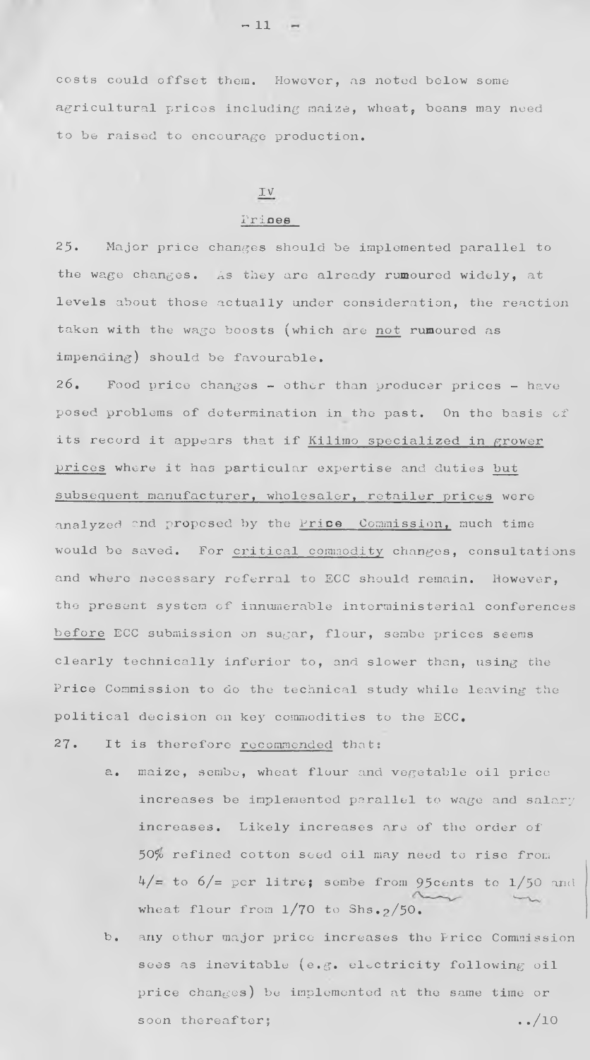costs could offset them. However, as noted below some agricultural prices including maize, wheat, beans may need to be raised to encourage production.

## IV

## Prices

25. Major price changes should be implemented parallel to the wage changes. As they are already rumoured widely, at levels about those actually under consideration, the reaction taken with the wage boosts (which are not rumoured as impending) should be favourable.

26. Food price changes - other than producer prices - have posed problems of determination in the past. On the basis of its record it appears that if Kilimo specialized in grower prices where it has particular expertise and duties but subsequent manufacturer, wholesaler, retailer prices were analyzed and proposed by the Price Commission, much time would be saved. For critical commodity changes, consultations and where necessary referral to ECC should remain. However, the present system of innumerable interministerial conferences before ECC submission on sugar, flour, sembe prices seems clearly technically inferior to, and slower than, using the Price Commission to do the technical study while leaving the political decision on key commodities to the ECC.

27. It is therefore recommended that:

   a. maize, sembe, wheat flour and vegetable oil price increases be implemented parallel to wage and salary increases. Likely increases are of the order of 50% refined cotton seed oil may need to rise from 4/= to 6/= per litre; sembe from 95cents to 1/50 and wheat flour from 1/70 to Shs.2/50.

   b. any other major price increases the Price Commission sees as inevitable (e.g. electricity following oil price changes) be implemented at the same time or soon thereafter;

../10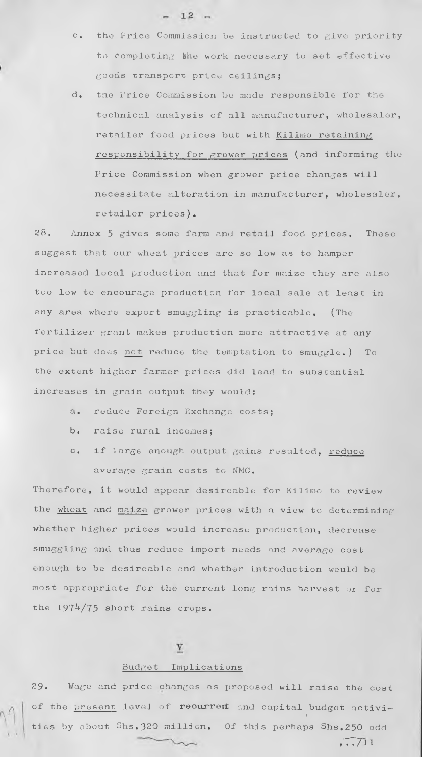c. the Price Commission be instructed to give priority to completing the work necessary to set effective goods transport price ceilings;

d. the Price Commission be made responsible for the technical analysis of all manufacturer, wholesaler, retailer food prices but with Kilimo retaining responsibility for grower prices (and informing the Price Commission when grower price changes will necessitate alteration in manufacturer, wholesaler, retailer prices).

28. Annex 5 gives some farm and retail food prices. These suggest that our wheat prices are so low as to hamper increased local production and that for maize they are also too low to encourage production for local sale at least in any area where export smuggling is practicable. (The fertilizer grant makes production more attractive at any price but does not reduce the temptation to smuggle.) To the extent higher farmer prices did lead to substantial increases in grain output they would:

a. reduce Foreign Exchange costs;

b. raise rural incomes;

c. if large enough output gains resulted, reduce average grain costs to NMC.

Therefore, it would appear desireable for Kilimo to review the wheat and maize grower prices with a view to determining whether higher prices would increase production, decrease smuggling and thus reduce import needs and average cost enough to be desireable and whether introduction would be most appropriate for the current long rains harvest or for the 1974/75 short rains crops.

## V

### Budget Implications

29. Wage and price changes as proposed will raise the cost of the present level of recurrent and capital budget activities by about Shs.320 million. Of this perhaps Shs.250 odd

.../11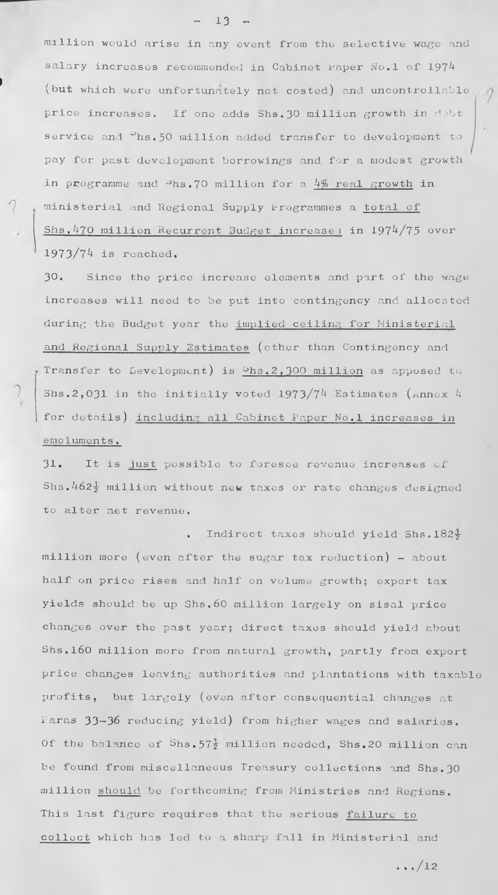million would arise in any event from the selective wage and salary increases recommended in Cabinet Paper No.1 of 1974 (but which were unfortunately not costed) and uncontrollable price increases. If one adds Shs.30 million growth in debt service and Shs.50 million added transfer to development to pay for past development borrowings and for a modest growth in programme and Shs.70 million for a <u>4% real growth</u> in ministerial and Regional Supply Programmes a <u>total of Shs.470 million Recurrent Budget increase</u> in 1974/75 over 1973/74 is reached.

30. Since the price increase elements and part of the wage increases will need to be put into contingency and allocated during the Budget year the <u>implied ceiling for Ministerial and Regional Supply Estimates</u> (other than Contingency and Transfer to Development) is <u>Shs.2,300 million</u> as opposed to Shs.2,031 in the initially voted 1973/74 Estimates (Annex 4 for details) <u>including all Cabinet Paper No.1 increases in emoluments.</u>

31. It is <u>just</u> possible to foresee revenue increases of Shs.462½ million without new taxes or rate changes designed to alter net revenue.

. Indirect taxes should yield Shs.182½ million more (even after the sugar tax reduction) - about half on price rises and half on volume growth; export tax yields should be up Shs.60 million largely on sisal price changes over the past year; direct taxes should yield about Shs.160 million more from natural growth, partly from export price changes leaving authorities and plantations with taxable profits, but largely (even after consequential changes at Paras 33-36 reducing yield) from higher wages and salaries. Of the balance of Shs.57½ million needed, Shs.20 million can be found from miscellaneous Treasury collections and Shs.30 million <u>should</u> be forthcoming from Ministries and Regions. This last figure requires that the serious <u>failure to collect</u> which has led to a sharp fall in Ministerial and

.../12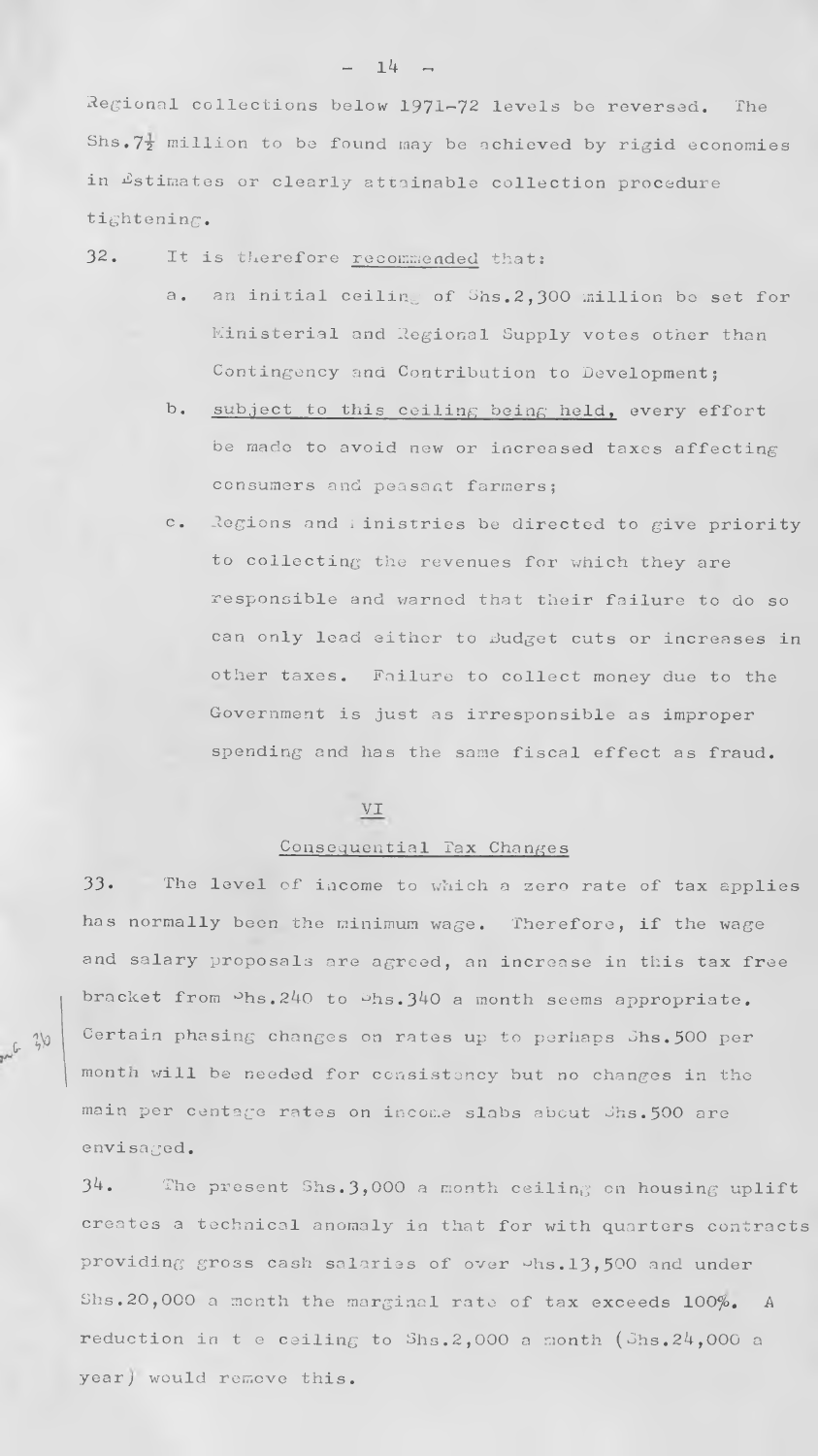Regional collections below 1971-72 levels be reversed. The Shs.7½ million to be found may be achieved by rigid economies in Estimates or clearly attainable collection procedure tightening.

32. It is therefore <u>recommended</u> that:

a. an initial ceiling of Shs.2,300 million be set for Ministerial and Regional Supply votes other than Contingency and Contribution to Development;

b. <u>subject to this ceiling being held,</u> every effort be made to avoid new or increased taxes affecting consumers and peasant farmers;

c. Regions and Ministries be directed to give priority to collecting the revenues for which they are responsible and warned that their failure to do so can only lead either to Budget cuts or increases in other taxes. Failure to collect money due to the Government is just as irresponsible as improper spending and has the same fiscal effect as fraud.

## VI

## <u>Consequential Tax Changes</u>

33. The level of income to which a zero rate of tax applies has normally been the minimum wage. Therefore, if the wage and salary proposals are agreed, an increase in this tax free bracket from Shs.240 to Shs.340 a month seems appropriate. Certain phasing changes on rates up to perhaps Shs.500 per month will be needed for consistency but no changes in the main per centage rates on income slabs about Shs.500 are envisaged.

34. The present Shs.3,000 a month ceiling on housing uplift creates a technical anomaly in that for with quarters contracts providing gross cash salaries of over Shs.13,500 and under Shs.20,000 a month the marginal rate of tax exceeds 100%. A reduction in the ceiling to Shs.2,000 a month (Shs.24,000 a year) would remove this.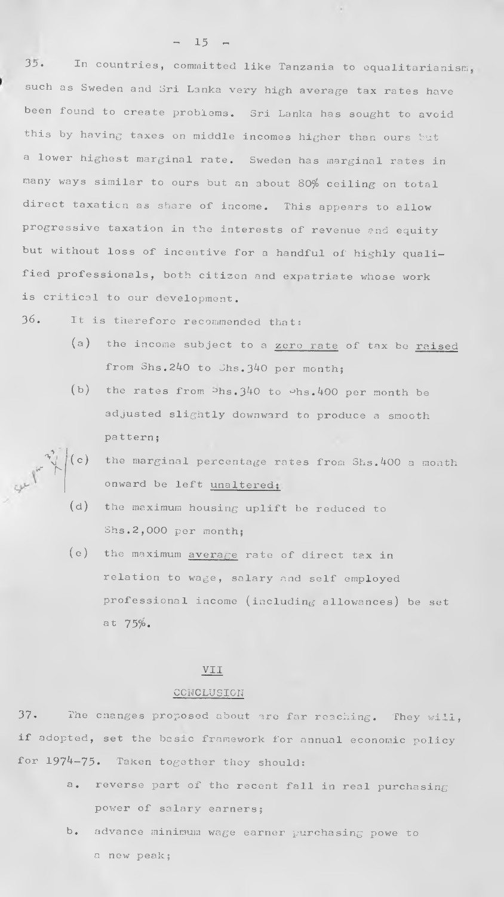35. In countries, committed like Tanzania to equalitarianism, such as Sweden and Sri Lanka very high average tax rates have been found to create problems. Sri Lanka has sought to avoid this by having taxes on middle incomes higher than ours but a lower highest marginal rate. Sweden has marginal rates in many ways similar to ours but an about 80% ceiling on total direct taxation as share of income. This appears to allow progressive taxation in the interests of revenue and equity but without loss of incentive for a handful of highly qualified professionals, both citizen and expatriate whose work is critical to our development.

36. It is therefore recommended that:

(a) the income subject to a <u>zero rate</u> of tax be <u>raised</u> from Shs.240 to Shs.340 per month;

(b) the rates from Shs.340 to Shs.400 per month be adjusted slightly downward to produce a smooth pattern;

(c) the marginal percentage rates from Shs.400 a month onward be left <u>unaltered</u>;

(d) the maximum housing uplift be reduced to Shs.2,000 per month;

(e) the maximum <u>average</u> rate of direct tax in relation to wage, salary and self employed professional income (including allowances) be set at 75%.

## VII

## CONCLUSION

37. The changes proposed about are far reaching. They will, if adopted, set the basic framework for annual economic policy for 1974-75. Taken together they should:

a. reverse part of the recent fall in real purchasing power of salary earners;

b. advance minimum wage earner purchasing powe to a new peak;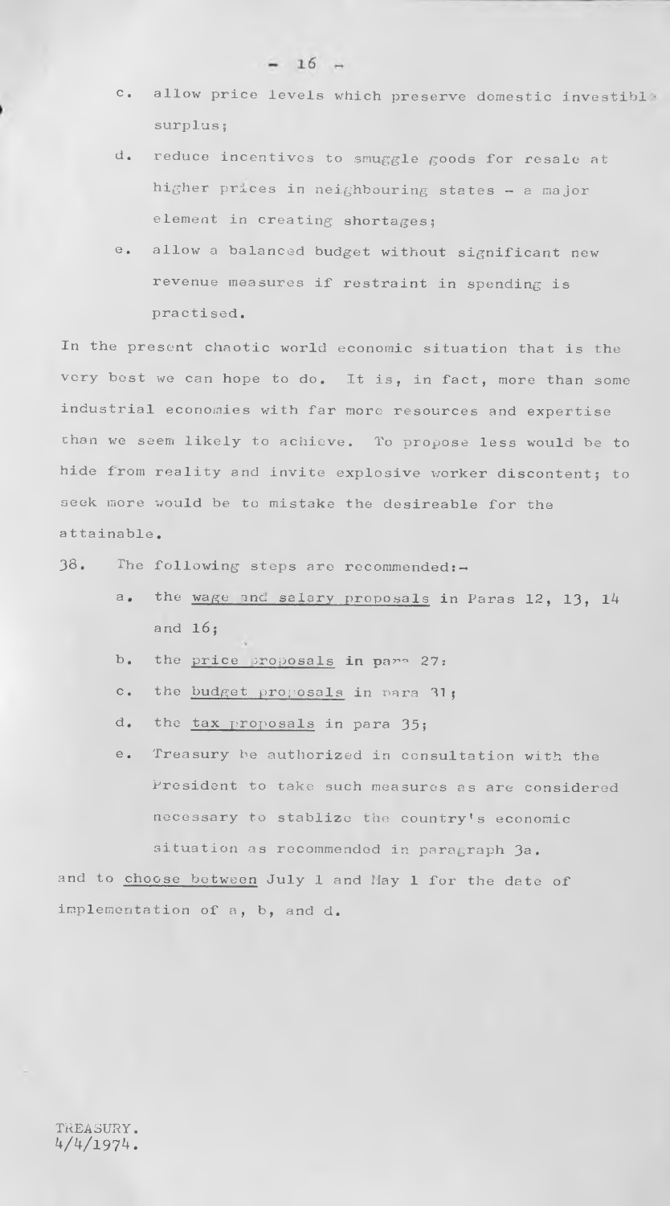c. allow price levels which preserve domestic investible surplus;

d. reduce incentives to smuggle goods for resale at higher prices in neighbouring states - a major element in creating shortages;

e. allow a balanced budget without significant new revenue measures if restraint in spending is practised.

In the present chaotic world economic situation that is the very best we can hope to do. It is, in fact, more than some industrial economies with far more resources and expertise than we seem likely to achieve. To propose less would be to hide from reality and invite explosive worker discontent; to seek more would be to mistake the desireable for the attainable.

38. The following steps are recommended:-

a. the <u>wage and salary proposals</u> in Paras 12, 13, 14 and 16;

b. the <u>price proposals</u> in para 27;

c. the <u>budget proposals</u> in para 31;

d. the <u>tax proposals</u> in para 35;

e. Treasury be authorized in consultation with the President to take such measures as are considered necessary to stablize the country's economic situation as recommended in paragraph 3a.

and to <u>choose between</u> July 1 and May 1 for the date of implementation of a, b, and d.

TREASURY.
4/4/1974.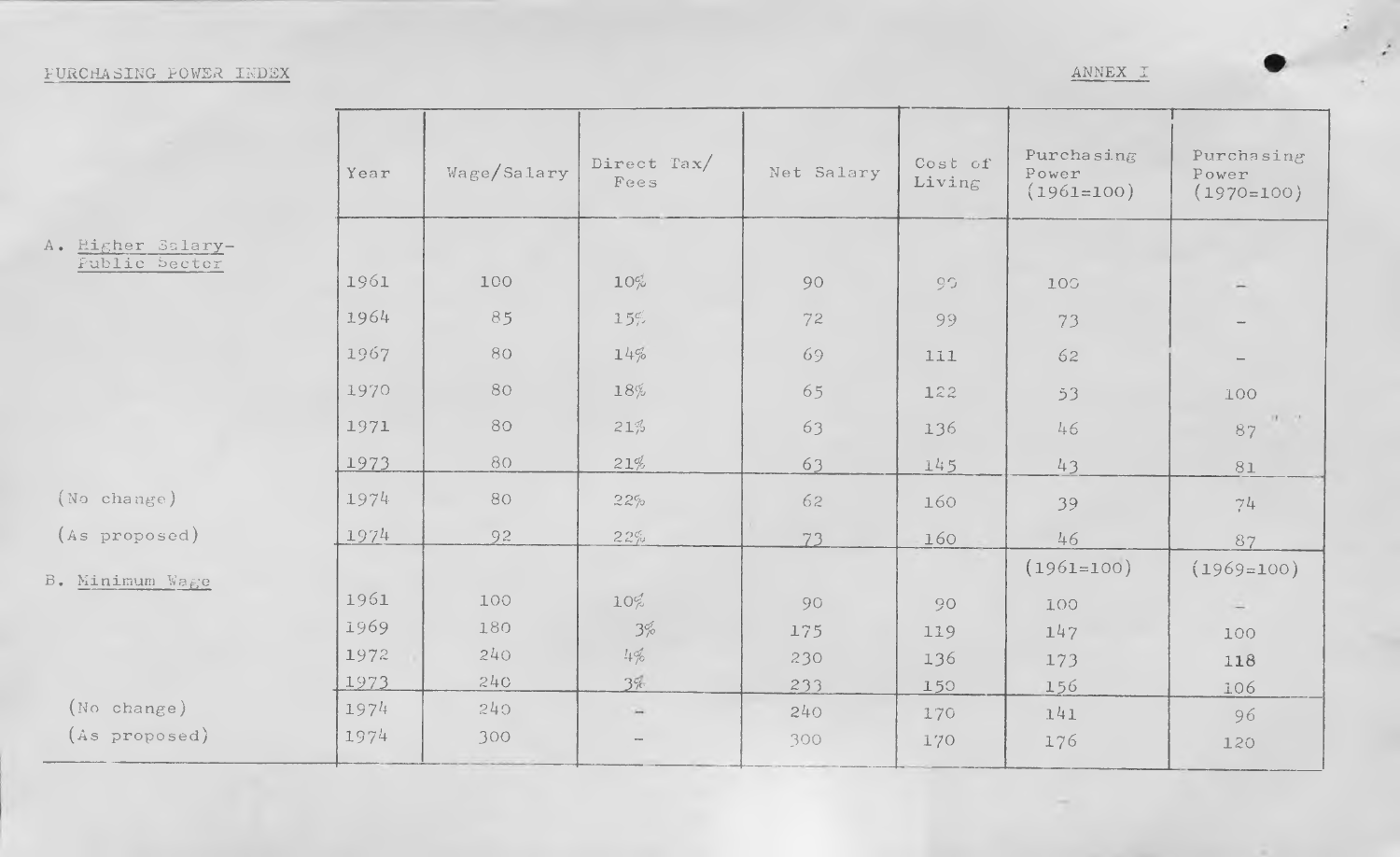PURCHASING POWER INDEX

ANNEX I

| | Year | Wage/Salary | Direct Tax/ Fees | Net Salary | Cost of Living | Purchasing Power (1961=100) | Purchasing Power (1970=100) |
|---|---|---|---|---|---|---|---|
| A. Higher Salary-Public Sector | | | | | | | |
| | 1961 | 100 | 10% | 90 | 90 | 100 | – |
| | 1964 | 85 | 15% | 72 | 99 | 73 | – |
| | 1967 | 80 | 14% | 69 | 111 | 62 | – |
| | 1970 | 80 | 18% | 65 | 122 | 53 | 100 |
| | 1971 | 80 | 21% | 63 | 136 | 46 | 87 |
| | 1973 | 80 | 21% | 63 | 145 | 43 | 81 |
| (No change) | 1974 | 80 | 22% | 62 | 160 | 39 | 74 |
| (As proposed) | 1974 | 92 | 22% | 73 | 160 | 46 | 87 |
| B. Minimum Wage | | | | | | (1961=100) | (1969=100) |
| | 1961 | 100 | 10% | 90 | 90 | 100 | – |
| | 1969 | 180 | 3% | 175 | 119 | 147 | 100 |
| | 1972 | 240 | 4% | 230 | 136 | 173 | 118 |
| | 1973 | 240 | 3% | 233 | 150 | 156 | 106 |
| (No change) | 1974 | 240 | – | 240 | 170 | 141 | 96 |
| (As proposed) | 1974 | 300 | – | 300 | 170 | 176 | 120 |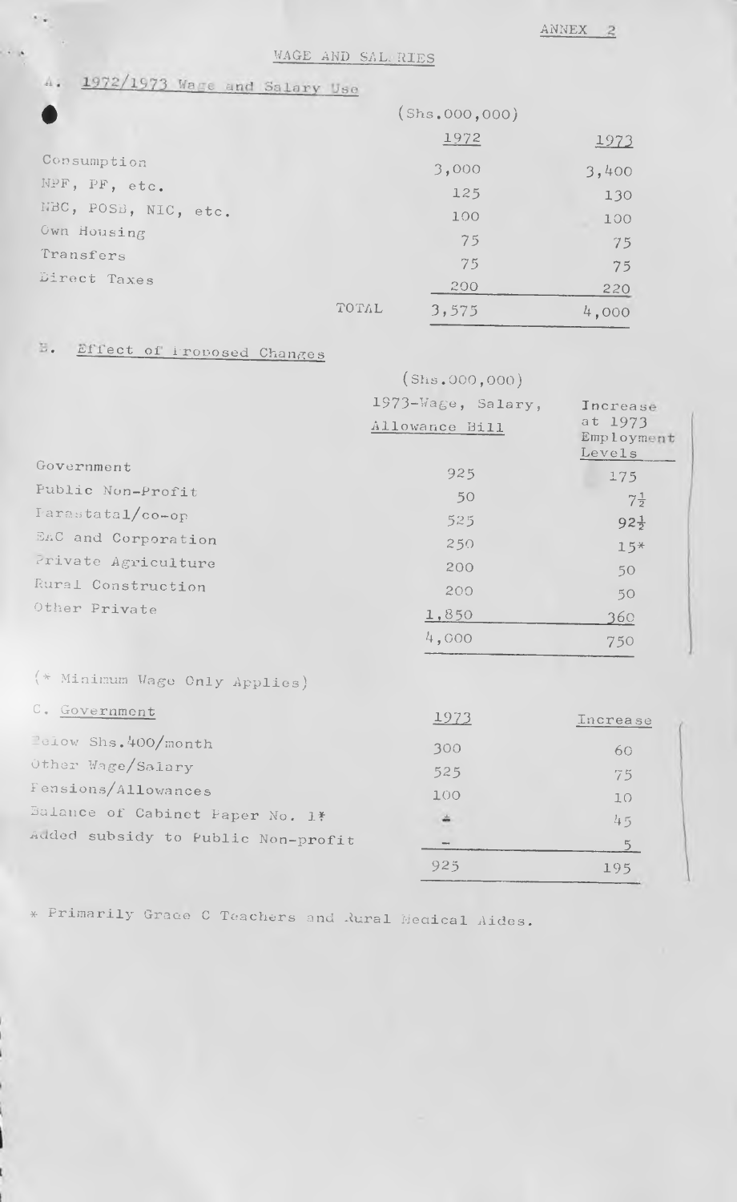ANNEX 2

# WAGE AND SALARIES

## A. 1972/1973 Wage and Salary Use

| | (Shs.000,000) | |
|---|---|---|
| | 1972 | 1973 |
| Consumption | 3,000 | 3,400 |
| NPF, PF, etc. | 125 | 130 |
| NBC, POSB, NIC, etc. | 100 | 100 |
| Own Housing | 75 | 75 |
| Transfers | 75 | 75 |
| Direct Taxes | 200 | 220 |
| TOTAL | 3,575 | 4,000 |

## B. Effect of Proposed Changes

| | (Shs.000,000) | |
|---|---|---|
| | 1973-Wage, Salary, Allowance Bill | Increase at 1973 Employment Levels |
| Government | 925 | 175 |
| Public Non-Profit | 50 | 7½ |
| Parastatal/co-op | 525 | 92½ |
| EAC and Corporation | 250 | 15* |
| Private Agriculture | 200 | 50 |
| Rural Construction | 200 | 50 |
| Other Private | 1,850 | 360 |
| | 4,000 | 750 |

(* Minimum Wage Only Applies)

## C. Government

| | 1973 | Increase |
|---|---|---|
| Below Shs.400/month | 300 | 60 |
| Other Wage/Salary | 525 | 75 |
| Pensions/Allowances | 100 | 10 |
| Balance of Cabinet Paper No. 1* | - | 45 |
| Added subsidy to Public Non-profit | - | 5 |
| | 925 | 195 |

* Primarily Grade C Teachers and Rural Medical Aides.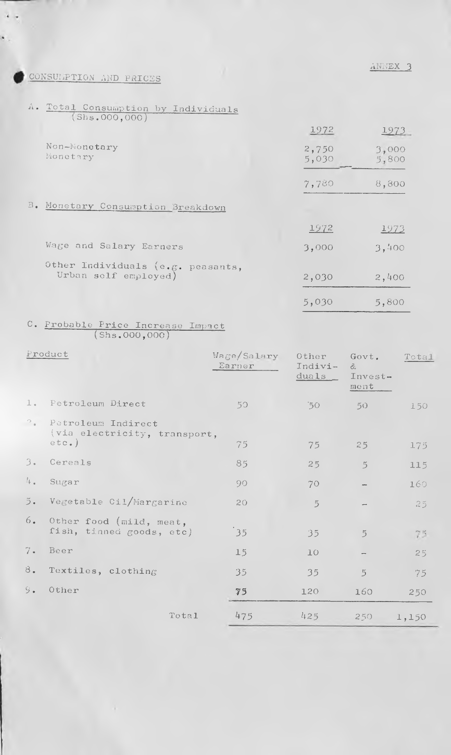ANNEX 3

# CONSUMPTION AND PRICES

## A. Total Consumption by Individuals (Shs.000,000)

| | 1972 | 1973 |
|---|---|---|
| Non-Monetary | 2,750 | 3,000 |
| Monetary | 5,030 | 5,800 |
| | 7,780 | 8,800 |

## B. Monetary Consumption Breakdown

| | 1972 | 1973 |
|---|---|---|
| Wage and Salary Earners | 3,000 | 3,400 |
| Other Individuals (e.g. peasants, Urban self employed) | 2,030 | 2,400 |
| | 5,030 | 5,800 |

## C. Probable Price Increase Impact (Shs.000,000)

| Product | Wage/Salary Earner | Other Individuals | Govt. & Investment | Total |
|---|---|---|---|---|
| 1. Petroleum Direct | 50 | 50 | 50 | 150 |
| 2. Petroleum Indirect (via electricity, transport, etc.) | 75 | 75 | 25 | 175 |
| 3. Cereals | 85 | 25 | 5 | 115 |
| 4. Sugar | 90 | 70 | – | 160 |
| 5. Vegetable Oil/Margarine | 20 | 5 | – | 25 |
| 6. Other food (mild, meat, fish, tinned goods, etc) | 35 | 35 | 5 | 75 |
| 7. Beer | 15 | 10 | – | 25 |
| 8. Textiles, clothing | 35 | 35 | 5 | 75 |
| 9. Other | 75 | 120 | 160 | 250 |
| Total | 475 | 425 | 250 | 1,150 |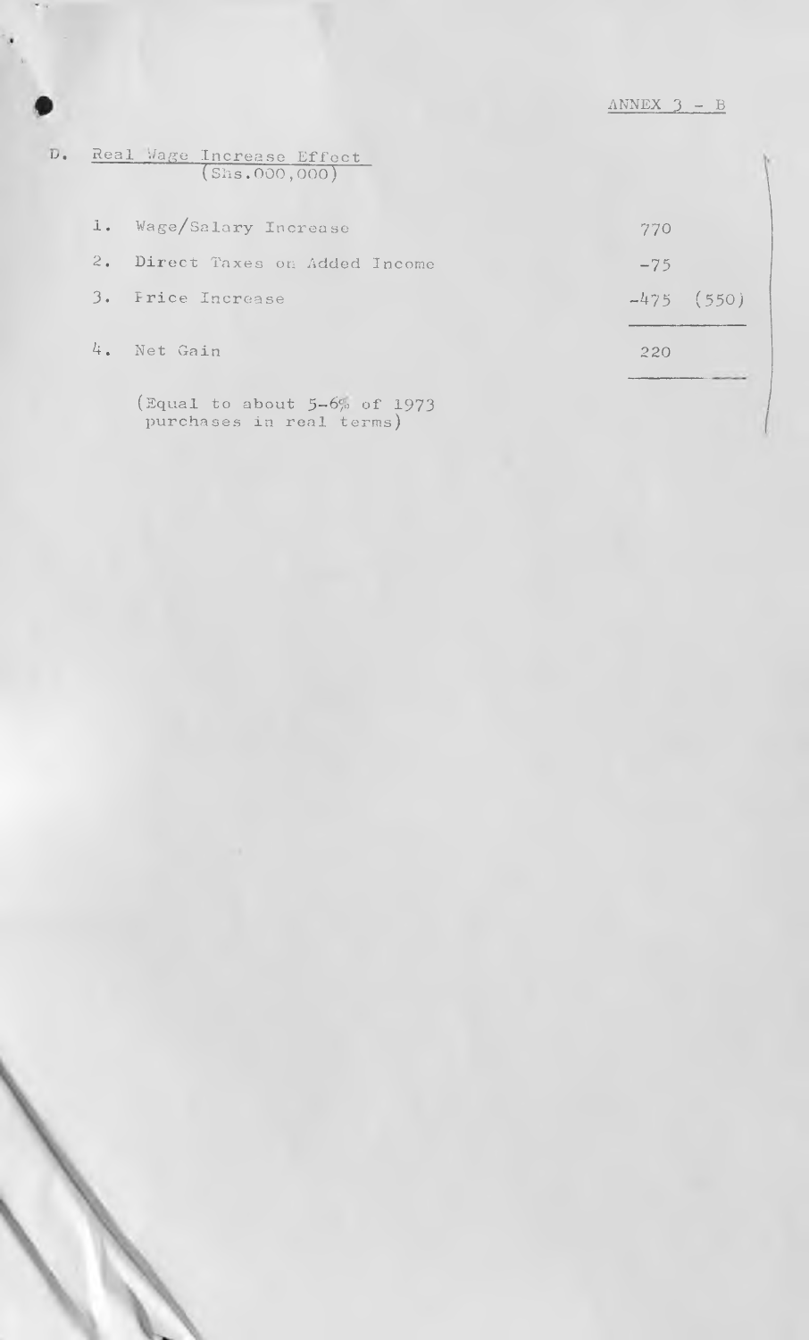ANNEX 3 - B

D. Real Wage Increase Effect
(Shs.000,000)

| | | | |
|---|---|---|---|
| 1. | Wage/Salary Increase | 770 | |
| 2. | Direct Taxes on Added Income | -75 | |
| 3. | Price Increase | -475 | (550) |
| 4. | Net Gain | 220 | |

(Equal to about 5-6% of 1973 purchases in real terms)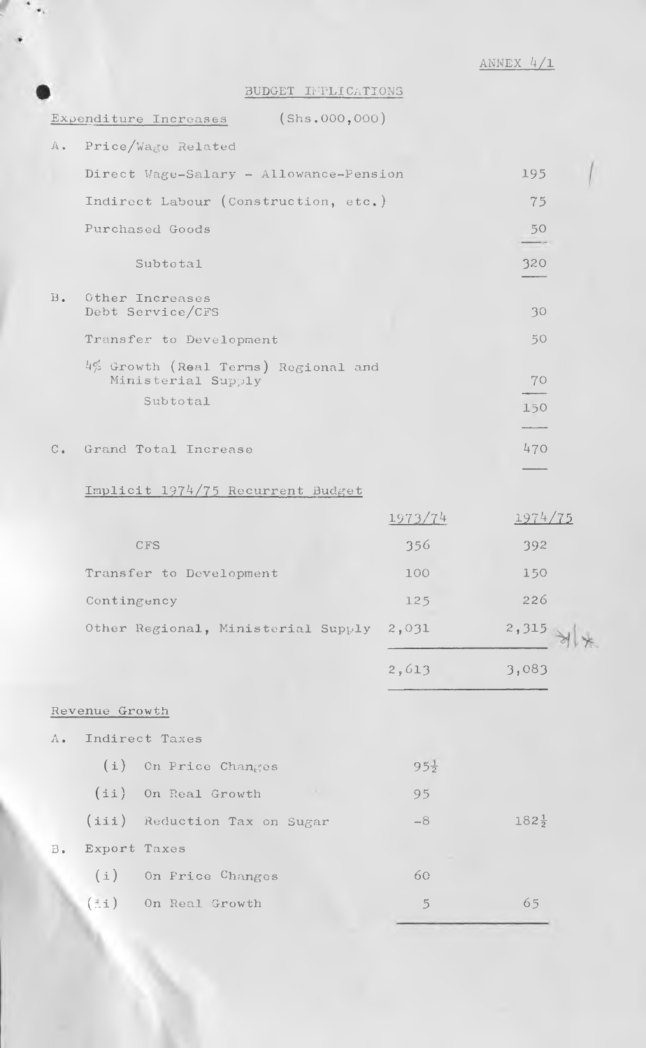ANNEX 4/1

# BUDGET IMPLICATIONS

## Expenditure Increases (Shs.000,000)

| | | |
|---|---|---|
| A. | Price/Wage Related | |
| | Direct Wage-Salary - Allowance-Pension | 195 |
| | Indirect Labour (Construction, etc.) | 75 |
| | Purchased Goods | 50 |
| | Subtotal | 320 |
| B. | Other Increases Debt Service/CFS | 30 |
| | Transfer to Development | 50 |
| | 4% Growth (Real Terms) Regional and Ministerial Supply | 70 |
| | Subtotal | 150 |
| C. | Grand Total Increase | 470 |

## Implicit 1974/75 Recurrent Budget

| | 1973/74 | 1974/75 |
|---|---|---|
| CFS | 356 | 392 |
| Transfer to Development | 100 | 150 |
| Contingency | 125 | 226 |
| Other Regional, Ministerial Supply | 2,031 | 2,315 * |
| | 2,613 | 3,083 |

## Revenue Growth

| | | | |
|---|---|---|---|
| A. | Indirect Taxes | | |
| | (i) On Price Changes | 95½ | |
| | (ii) On Real Growth | 95 | |
| | (iii) Reduction Tax on Sugar | -8 | 182½ |
| B. | Export Taxes | | |
| | (i) On Price Changes | 60 | |
| | (ii) On Real Growth | 5 | 65 |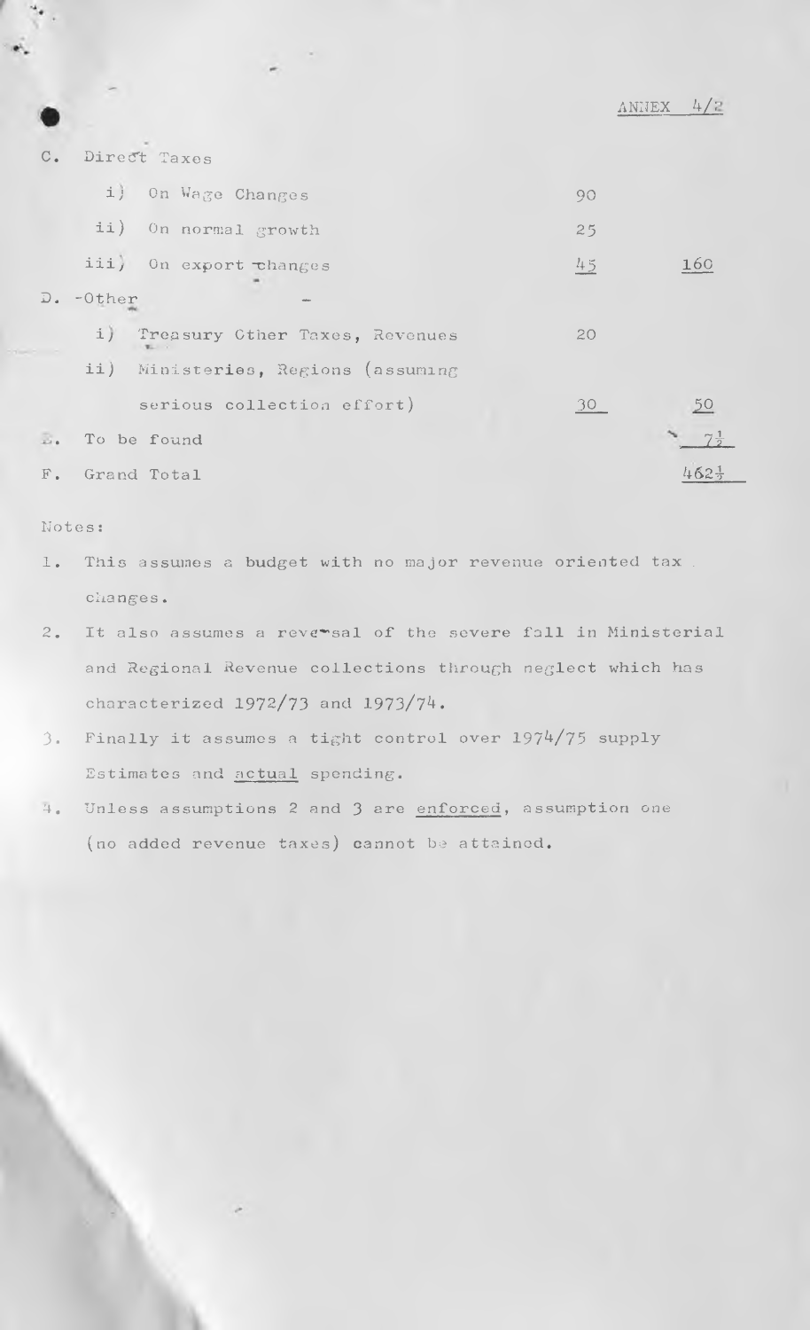ANNEX 4/2

| | | |
|---|---|---|
| C. Direct Taxes | | |
| i) On Wage Changes | 90 | |
| ii) On normal growth | 25 | |
| iii) On export changes | 45 | 160 |
| D. Other | | |
| i) Treasury Other Taxes, Revenues | 20 | |
| ii) Ministeries, Regions (assuming serious collection effort) | 30 | 50 |
| E. To be found | | $7\frac{1}{2}$ |
| F. Grand Total | | $462\frac{1}{2}$ |

Notes:

1. This assumes a budget with no major revenue oriented tax changes.
2. It also assumes a reversal of the severe fall in Ministerial and Regional Revenue collections through neglect which has characterized 1972/73 and 1973/74.
3. Finally it assumes a tight control over 1974/75 supply Estimates and <u>actual</u> spending.
4. Unless assumptions 2 and 3 are <u>enforced</u>, assumption one (no added revenue taxes) cannot be attained.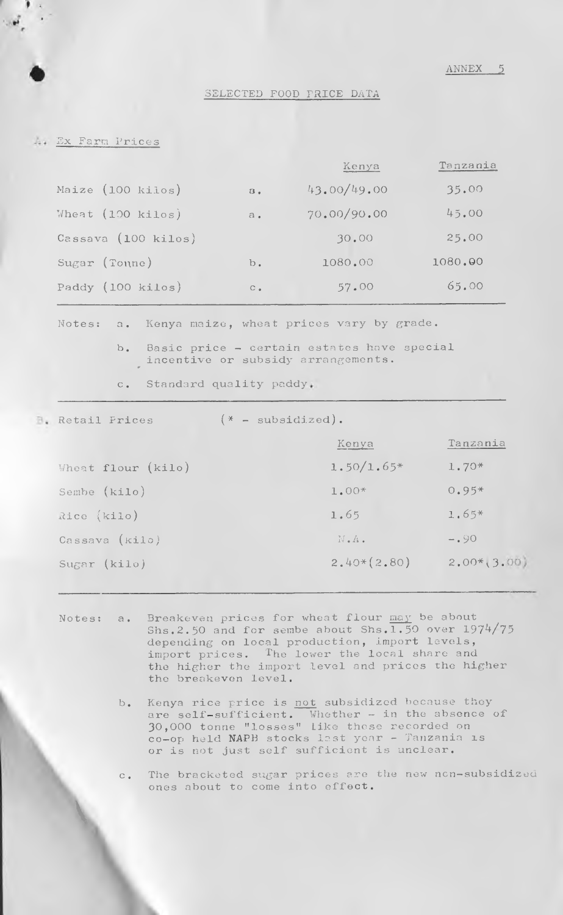ANNEX 5

## SELECTED FOOD PRICE DATA

### A. Ex Farm Prices

| | | Kenya | Tanzania |
|---|---|---|---|
| Maize (100 kilos) | a. | 43.00/49.00 | 35.00 |
| Wheat (100 kilos) | a. | 70.00/90.00 | 45.00 |
| Cassava (100 kilos) | | 30.00 | 25.00 |
| Sugar (Tonne) | b. | 1080.00 | 1080.00 |
| Paddy (100 kilos) | c. | 57.00 | 65.00 |

Notes:
- a. Kenya maize, wheat prices vary by grade.
- b. Basic price - certain estates have special incentive or subsidy arrangements.
- c. Standard quality paddy.

### B. Retail Prices (* - subsidized).

| | Kenya | Tanzania |
|---|---|---|
| Wheat flour (kilo) | 1.50/1.65* | 1.70* |
| Sembe (kilo) | 1.00* | 0.95* |
| Rice (kilo) | 1.65 | 1.65* |
| Cassava (kilo) | N.A. | -.90 |
| Sugar (kilo) | 2.40*(2.80) | 2.00*(3.00) |

Notes:
- a. Breakeven prices for wheat flour may be about Shs.2.50 and for sembe about Shs.1.50 over 1974/75 depending on local production, import levels, import prices. The lower the local share and the higher the import level and prices the higher the breakeven level.
- b. Kenya rice price is not subsidized because they are self-sufficient. Whether - in the absence of 30,000 tonne "losses" like those recorded on co-op held NAPB stocks last year - Tanzania is or is not just self sufficient is unclear.
- c. The bracketed sugar prices are the new non-subsidized ones about to come into effect.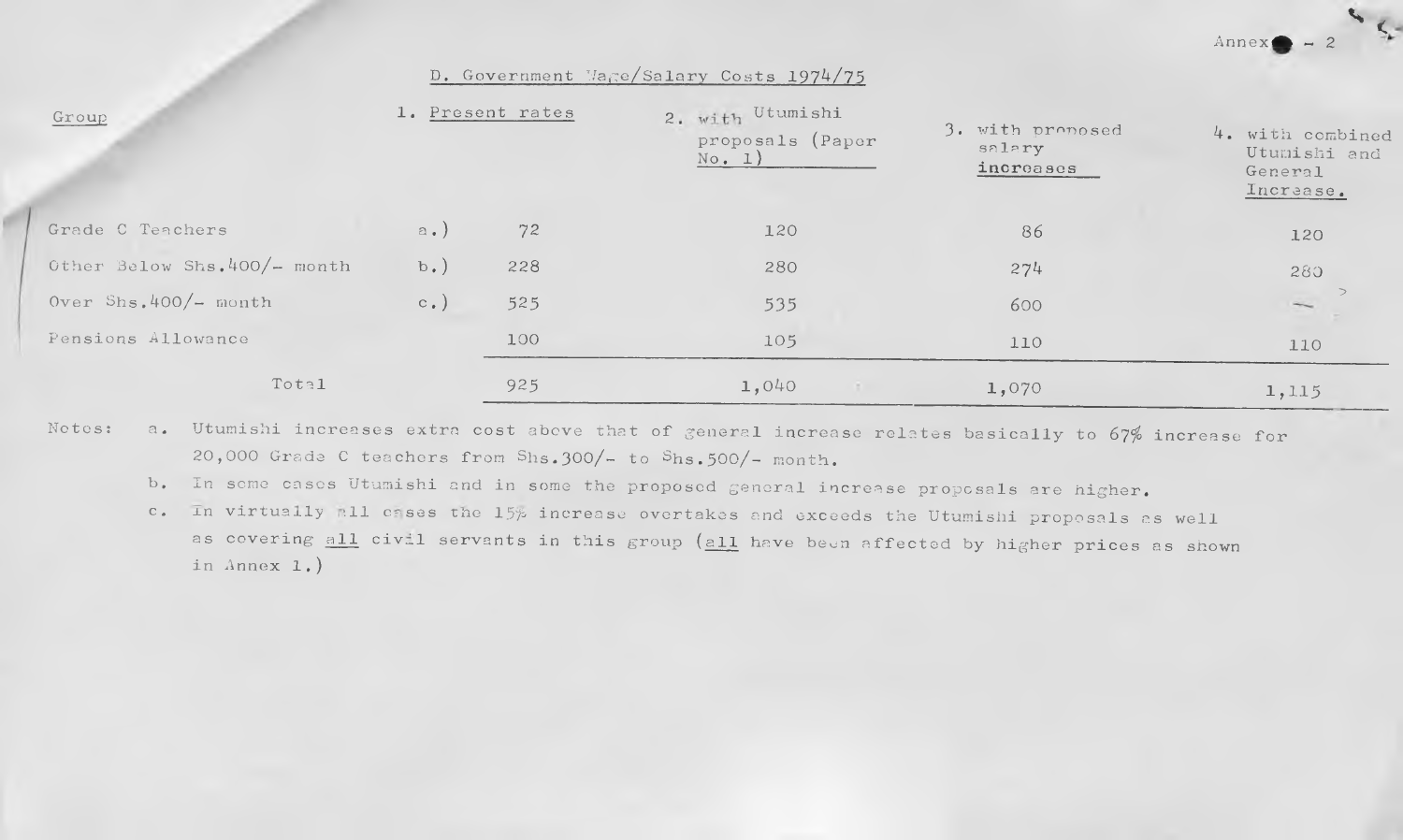Annex - 2

## D. Government Wage/Salary Costs 1974/75

| Group | | 1. Present rates | 2. with Utumishi proposals (Paper No. 1) | 3. with proposed salary increases | 4. with combined Utumishi and General Increase. |
|---|---|---|---|---|---|
| Grade C Teachers | a.) | 72 | 120 | 86 | 120 |
| Other Below Shs.400/- month | b.) | 228 | 280 | 274 | 280 |
| Over Shs.400/- month | c.) | 525 | 535 | 600 | — |
| Pensions Allowance | | 100 | 105 | 110 | 110 |
| Total | | 925 | 1,040 | 1,070 | 1,115 |

Notes:

a. Utumishi increases extra cost above that of general increase relates basically to 67% increase for 20,000 Grade C teachers from Shs.300/- to Shs.500/- month.

b. In some cases Utumishi and in some the proposed general increase proposals are higher.

c. In virtually all cases the 15% increase overtakes and exceeds the Utumishi proposals as well as covering all civil servants in this group (all have been affected by higher prices as shown in Annex 1.)